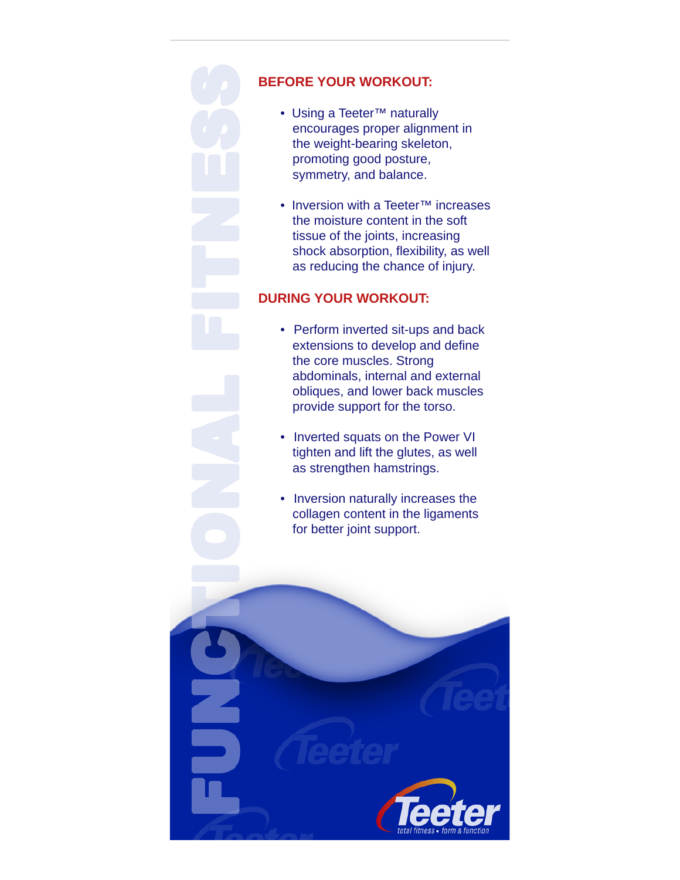FUNCTIONAL FITNESS

## BEFORE YOUR WORKOUT:

- Using a Teeter™ naturally encourages proper alignment in the weight-bearing skeleton, promoting good posture, symmetry, and balance.
- Inversion with a Teeter™ increases the moisture content in the soft tissue of the joints, increasing shock absorption, flexibility, as well as reducing the chance of injury.

## DURING YOUR WORKOUT:

- Perform inverted sit-ups and back extensions to develop and define the core muscles. Strong abdominals, internal and external obliques, and lower back muscles provide support for the torso.
- Inverted squats on the Power VI tighten and lift the glutes, as well as strengthen hamstrings.
- Inversion naturally increases the collagen content in the ligaments for better joint support.

Teeter
total fitness • form & function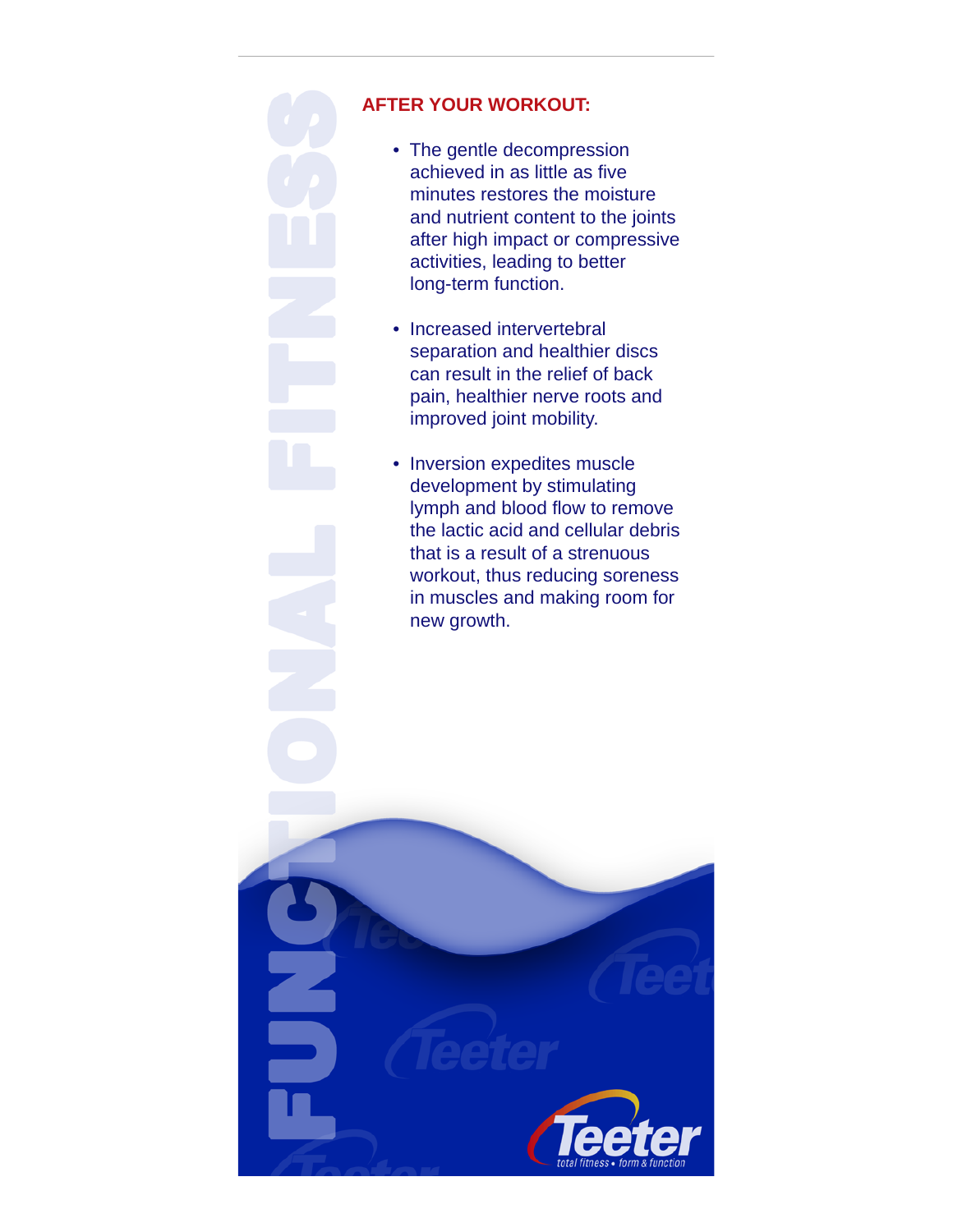FUNCTIONAL FITNESS

## AFTER YOUR WORKOUT:

- The gentle decompression achieved in as little as five minutes restores the moisture and nutrient content to the joints after high impact or compressive activities, leading to better long-term function.
- Increased intervertebral separation and healthier discs can result in the relief of back pain, healthier nerve roots and improved joint mobility.
- Inversion expedites muscle development by stimulating lymph and blood flow to remove the lactic acid and cellular debris that is a result of a strenuous workout, thus reducing soreness in muscles and making room for new growth.

Teeter

total fitness • form & function